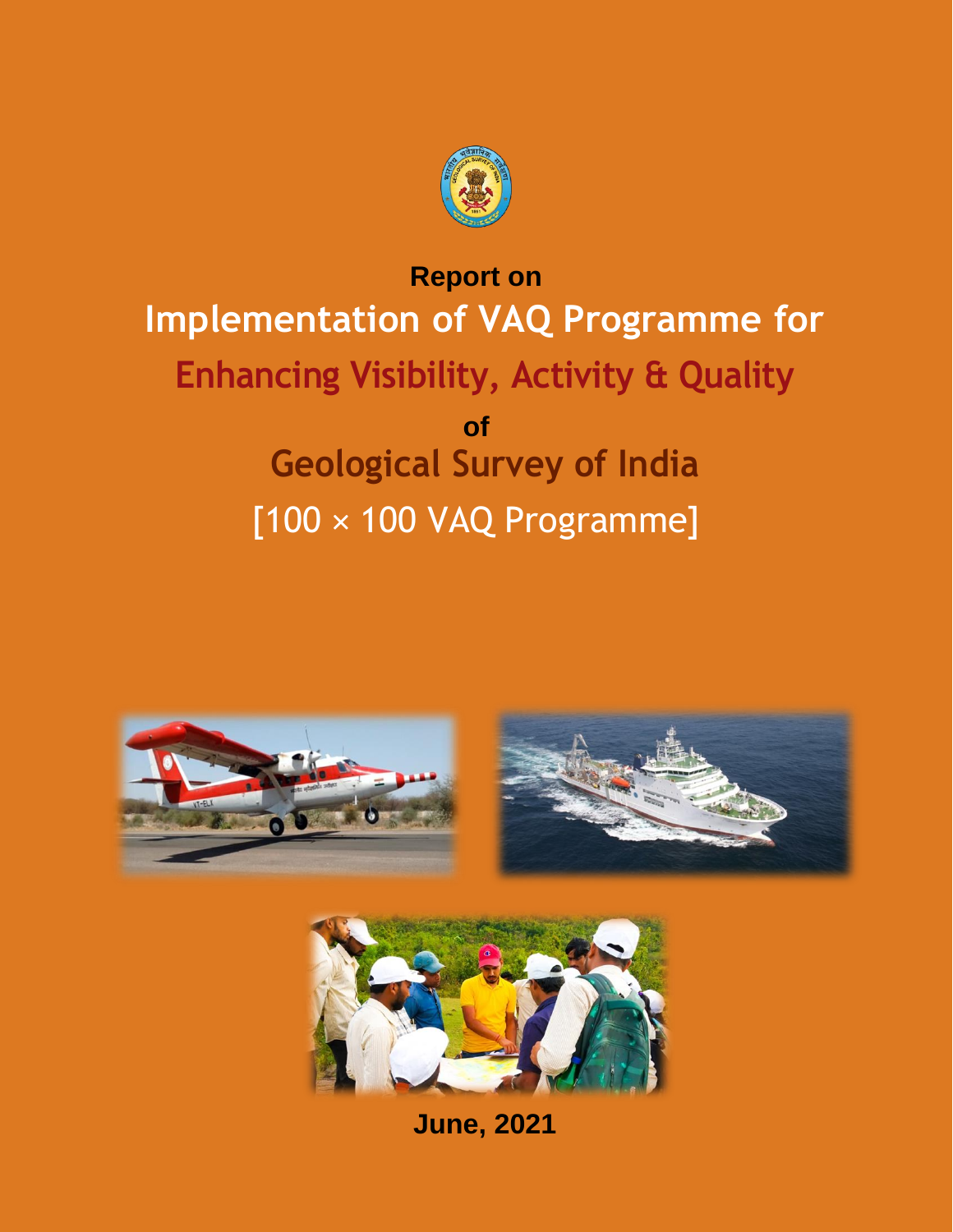**Report on**

# Implementation of VAQ Programme for

## Enhancing Visibility, Activity & Quality

**of**

## Geological Survey of India

## [100 × 100 VAQ Programme]

**June, 2021**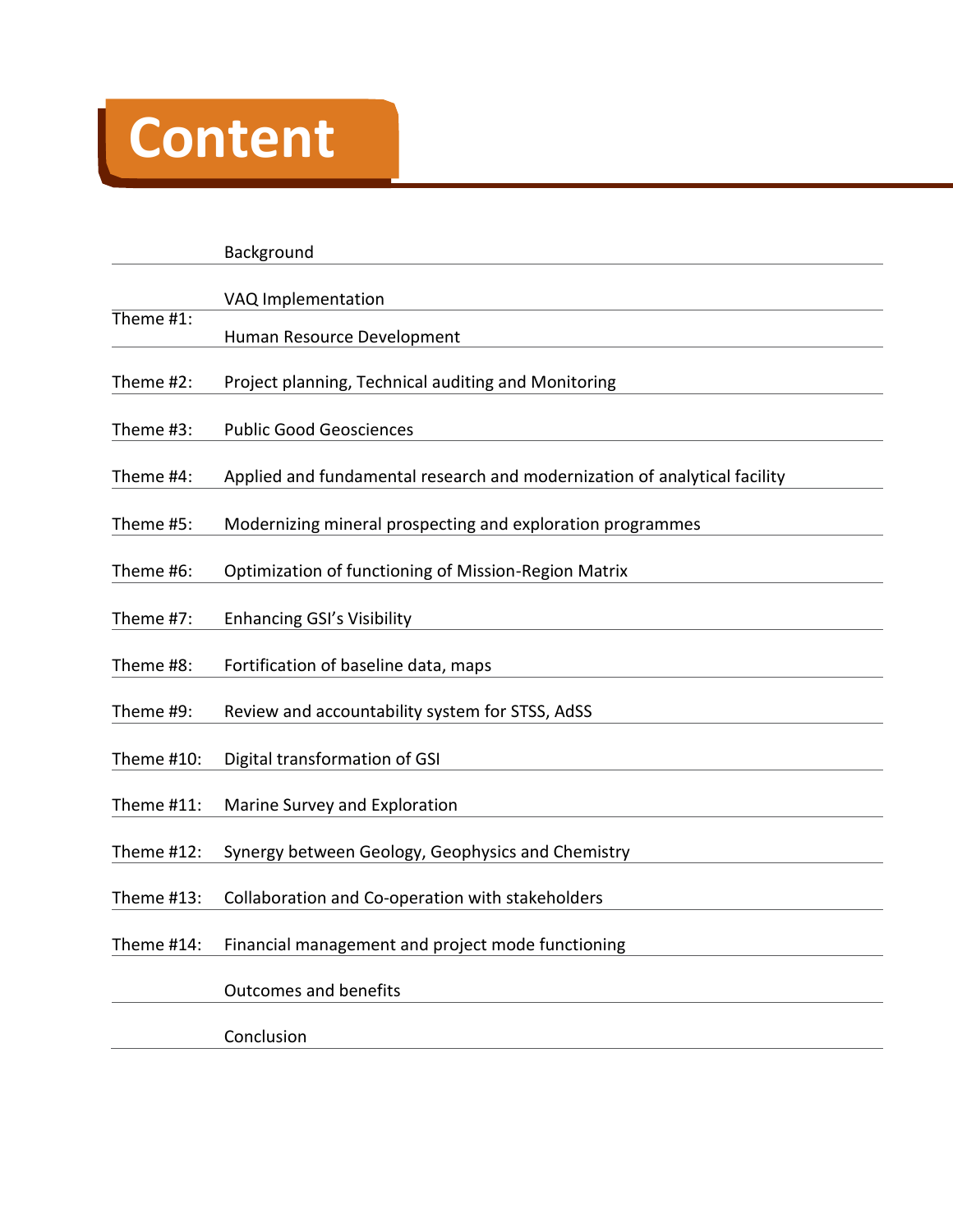# Content

| | |
|---|---|
| | Background |
| | VAQ Implementation |
| Theme #1: | Human Resource Development |
| Theme #2: | Project planning, Technical auditing and Monitoring |
| Theme #3: | Public Good Geosciences |
| Theme #4: | Applied and fundamental research and modernization of analytical facility |
| Theme #5: | Modernizing mineral prospecting and exploration programmes |
| Theme #6: | Optimization of functioning of Mission-Region Matrix |
| Theme #7: | Enhancing GSI's Visibility |
| Theme #8: | Fortification of baseline data, maps |
| Theme #9: | Review and accountability system for STSS, AdSS |
| Theme #10: | Digital transformation of GSI |
| Theme #11: | Marine Survey and Exploration |
| Theme #12: | Synergy between Geology, Geophysics and Chemistry |
| Theme #13: | Collaboration and Co-operation with stakeholders |
| Theme #14: | Financial management and project mode functioning |
| | Outcomes and benefits |
| | Conclusion |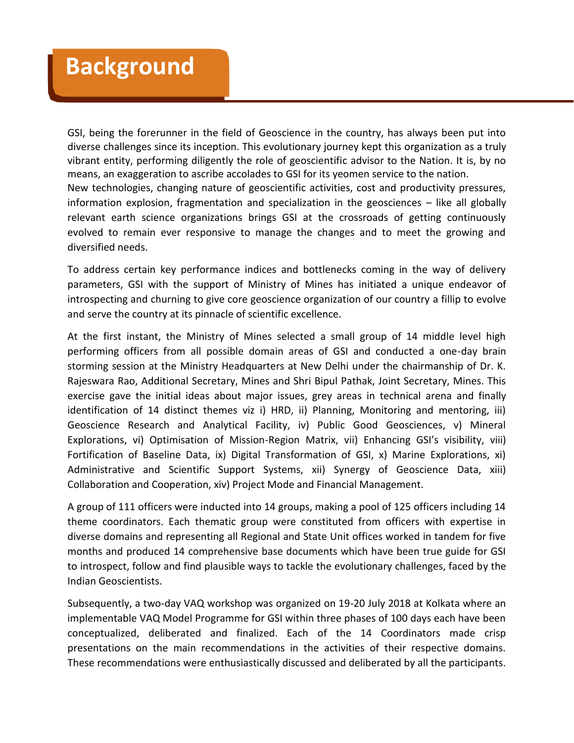# Background

GSI, being the forerunner in the field of Geoscience in the country, has always been put into diverse challenges since its inception. This evolutionary journey kept this organization as a truly vibrant entity, performing diligently the role of geoscientific advisor to the Nation. It is, by no means, an exaggeration to ascribe accolades to GSI for its yeomen service to the nation.
New technologies, changing nature of geoscientific activities, cost and productivity pressures, information explosion, fragmentation and specialization in the geosciences – like all globally relevant earth science organizations brings GSI at the crossroads of getting continuously evolved to remain ever responsive to manage the changes and to meet the growing and diversified needs.

To address certain key performance indices and bottlenecks coming in the way of delivery parameters, GSI with the support of Ministry of Mines has initiated a unique endeavor of introspecting and churning to give core geoscience organization of our country a fillip to evolve and serve the country at its pinnacle of scientific excellence.

At the first instant, the Ministry of Mines selected a small group of 14 middle level high performing officers from all possible domain areas of GSI and conducted a one-day brain storming session at the Ministry Headquarters at New Delhi under the chairmanship of Dr. K. Rajeswara Rao, Additional Secretary, Mines and Shri Bipul Pathak, Joint Secretary, Mines. This exercise gave the initial ideas about major issues, grey areas in technical arena and finally identification of 14 distinct themes viz i) HRD, ii) Planning, Monitoring and mentoring, iii) Geoscience Research and Analytical Facility, iv) Public Good Geosciences, v) Mineral Explorations, vi) Optimisation of Mission-Region Matrix, vii) Enhancing GSI's visibility, viii) Fortification of Baseline Data, ix) Digital Transformation of GSI, x) Marine Explorations, xi) Administrative and Scientific Support Systems, xii) Synergy of Geoscience Data, xiii) Collaboration and Cooperation, xiv) Project Mode and Financial Management.

A group of 111 officers were inducted into 14 groups, making a pool of 125 officers including 14 theme coordinators. Each thematic group were constituted from officers with expertise in diverse domains and representing all Regional and State Unit offices worked in tandem for five months and produced 14 comprehensive base documents which have been true guide for GSI to introspect, follow and find plausible ways to tackle the evolutionary challenges, faced by the Indian Geoscientists.

Subsequently, a two-day VAQ workshop was organized on 19-20 July 2018 at Kolkata where an implementable VAQ Model Programme for GSI within three phases of 100 days each have been conceptualized, deliberated and finalized. Each of the 14 Coordinators made crisp presentations on the main recommendations in the activities of their respective domains. These recommendations were enthusiastically discussed and deliberated by all the participants.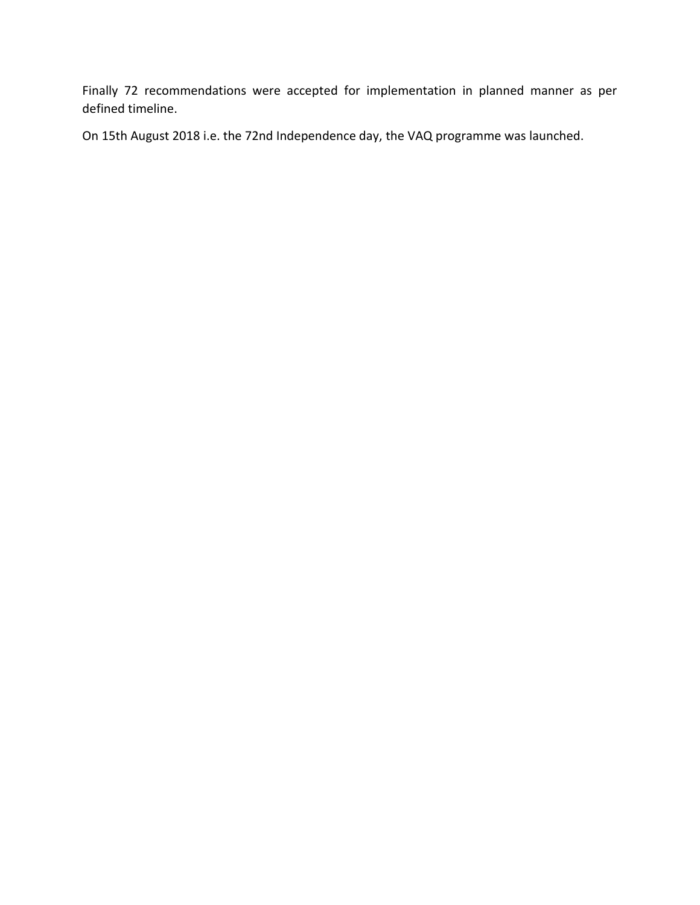Finally 72 recommendations were accepted for implementation in planned manner as per defined timeline.

On 15th August 2018 i.e. the 72nd Independence day, the VAQ programme was launched.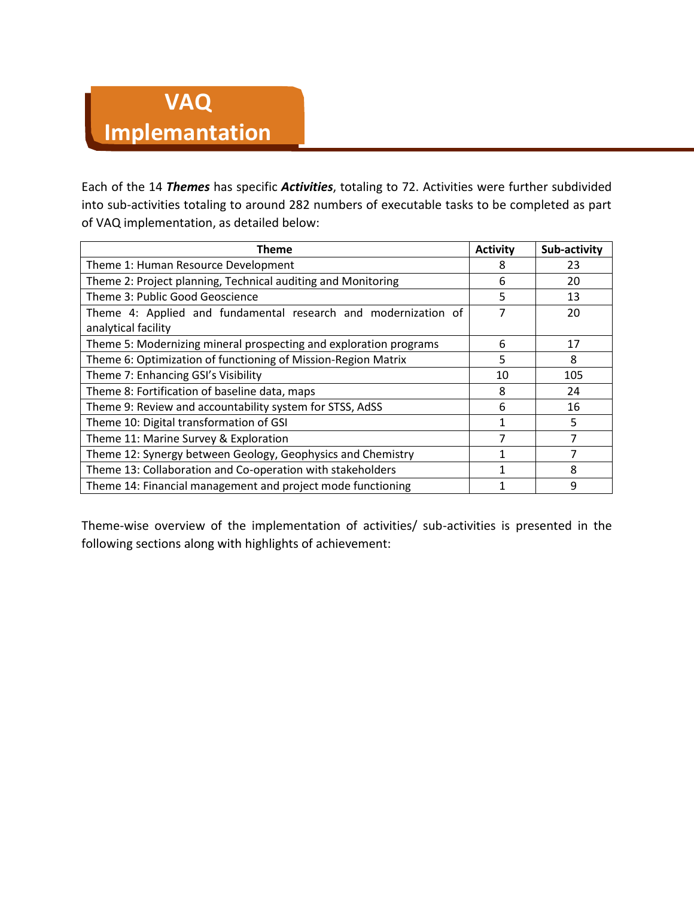# VAQ Implemantation

Each of the 14 ***Themes*** has specific ***Activities***, totaling to 72. Activities were further subdivided into sub-activities totaling to around 282 numbers of executable tasks to be completed as part of VAQ implementation, as detailed below:

| Theme | Activity | Sub-activity |
|---|---|---|
| Theme 1: Human Resource Development | 8 | 23 |
| Theme 2: Project planning, Technical auditing and Monitoring | 6 | 20 |
| Theme 3: Public Good Geoscience | 5 | 13 |
| Theme 4: Applied and fundamental research and modernization of analytical facility | 7 | 20 |
| Theme 5: Modernizing mineral prospecting and exploration programs | 6 | 17 |
| Theme 6: Optimization of functioning of Mission-Region Matrix | 5 | 8 |
| Theme 7: Enhancing GSI's Visibility | 10 | 105 |
| Theme 8: Fortification of baseline data, maps | 8 | 24 |
| Theme 9: Review and accountability system for STSS, AdSS | 6 | 16 |
| Theme 10: Digital transformation of GSI | 1 | 5 |
| Theme 11: Marine Survey & Exploration | 7 | 7 |
| Theme 12: Synergy between Geology, Geophysics and Chemistry | 1 | 7 |
| Theme 13: Collaboration and Co-operation with stakeholders | 1 | 8 |
| Theme 14: Financial management and project mode functioning | 1 | 9 |

Theme-wise overview of the implementation of activities/ sub-activities is presented in the following sections along with highlights of achievement: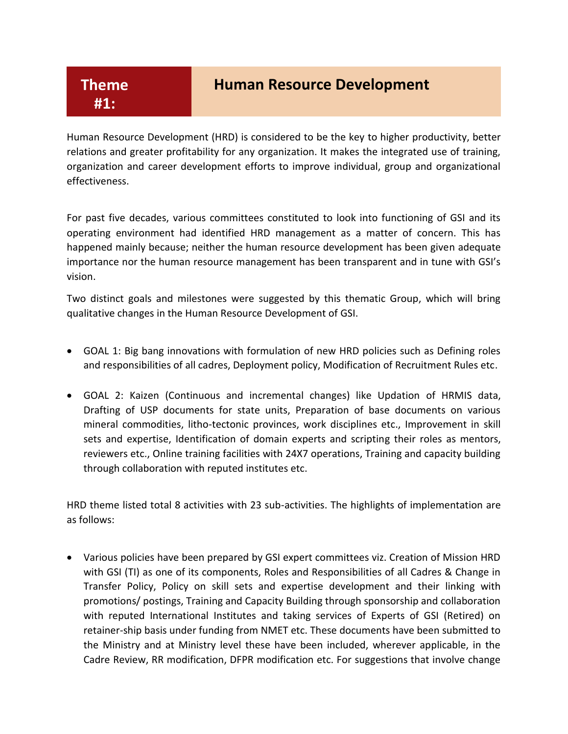# Theme #1: Human Resource Development

Human Resource Development (HRD) is considered to be the key to higher productivity, better relations and greater profitability for any organization. It makes the integrated use of training, organization and career development efforts to improve individual, group and organizational effectiveness.

For past five decades, various committees constituted to look into functioning of GSI and its operating environment had identified HRD management as a matter of concern. This has happened mainly because; neither the human resource development has been given adequate importance nor the human resource management has been transparent and in tune with GSI's vision.

Two distinct goals and milestones were suggested by this thematic Group, which will bring qualitative changes in the Human Resource Development of GSI.

- GOAL 1: Big bang innovations with formulation of new HRD policies such as Defining roles and responsibilities of all cadres, Deployment policy, Modification of Recruitment Rules etc.

- GOAL 2: Kaizen (Continuous and incremental changes) like Updation of HRMIS data, Drafting of USP documents for state units, Preparation of base documents on various mineral commodities, litho-tectonic provinces, work disciplines etc., Improvement in skill sets and expertise, Identification of domain experts and scripting their roles as mentors, reviewers etc., Online training facilities with 24X7 operations, Training and capacity building through collaboration with reputed institutes etc.

HRD theme listed total 8 activities with 23 sub-activities. The highlights of implementation are as follows:

- Various policies have been prepared by GSI expert committees viz. Creation of Mission HRD with GSI (TI) as one of its components, Roles and Responsibilities of all Cadres & Change in Transfer Policy, Policy on skill sets and expertise development and their linking with promotions/ postings, Training and Capacity Building through sponsorship and collaboration with reputed International Institutes and taking services of Experts of GSI (Retired) on retainer-ship basis under funding from NMET etc. These documents have been submitted to the Ministry and at Ministry level these have been included, wherever applicable, in the Cadre Review, RR modification, DFPR modification etc. For suggestions that involve change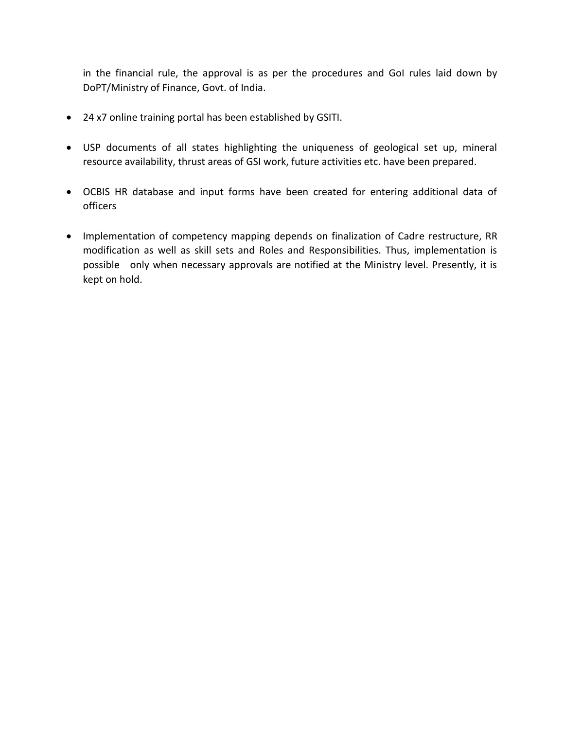in the financial rule, the approval is as per the procedures and GoI rules laid down by DoPT/Ministry of Finance, Govt. of India.

- 24 x7 online training portal has been established by GSITI.

- USP documents of all states highlighting the uniqueness of geological set up, mineral resource availability, thrust areas of GSI work, future activities etc. have been prepared.

- OCBIS HR database and input forms have been created for entering additional data of officers

- Implementation of competency mapping depends on finalization of Cadre restructure, RR modification as well as skill sets and Roles and Responsibilities. Thus, implementation is possible only when necessary approvals are notified at the Ministry level. Presently, it is kept on hold.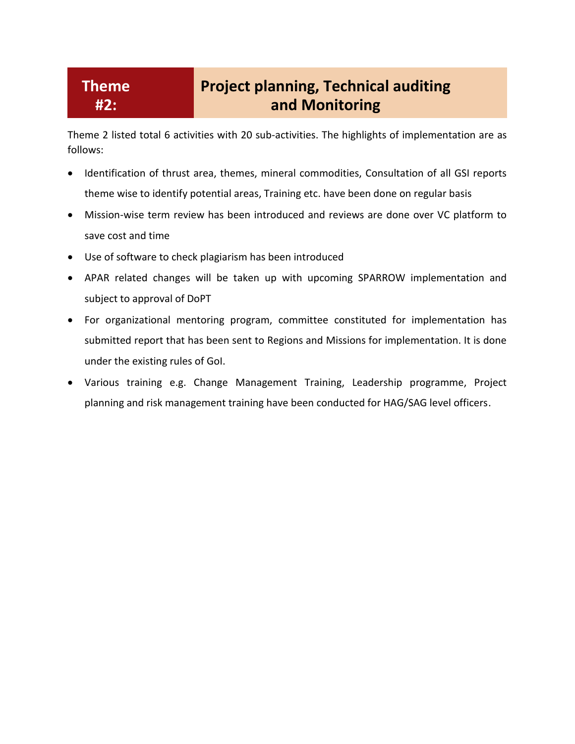## Theme #2: Project planning, Technical auditing and Monitoring

Theme 2 listed total 6 activities with 20 sub-activities. The highlights of implementation are as follows:

- Identification of thrust area, themes, mineral commodities, Consultation of all GSI reports theme wise to identify potential areas, Training etc. have been done on regular basis
- Mission-wise term review has been introduced and reviews are done over VC platform to save cost and time
- Use of software to check plagiarism has been introduced
- APAR related changes will be taken up with upcoming SPARROW implementation and subject to approval of DoPT
- For organizational mentoring program, committee constituted for implementation has submitted report that has been sent to Regions and Missions for implementation. It is done under the existing rules of GoI.
- Various training e.g. Change Management Training, Leadership programme, Project planning and risk management training have been conducted for HAG/SAG level officers.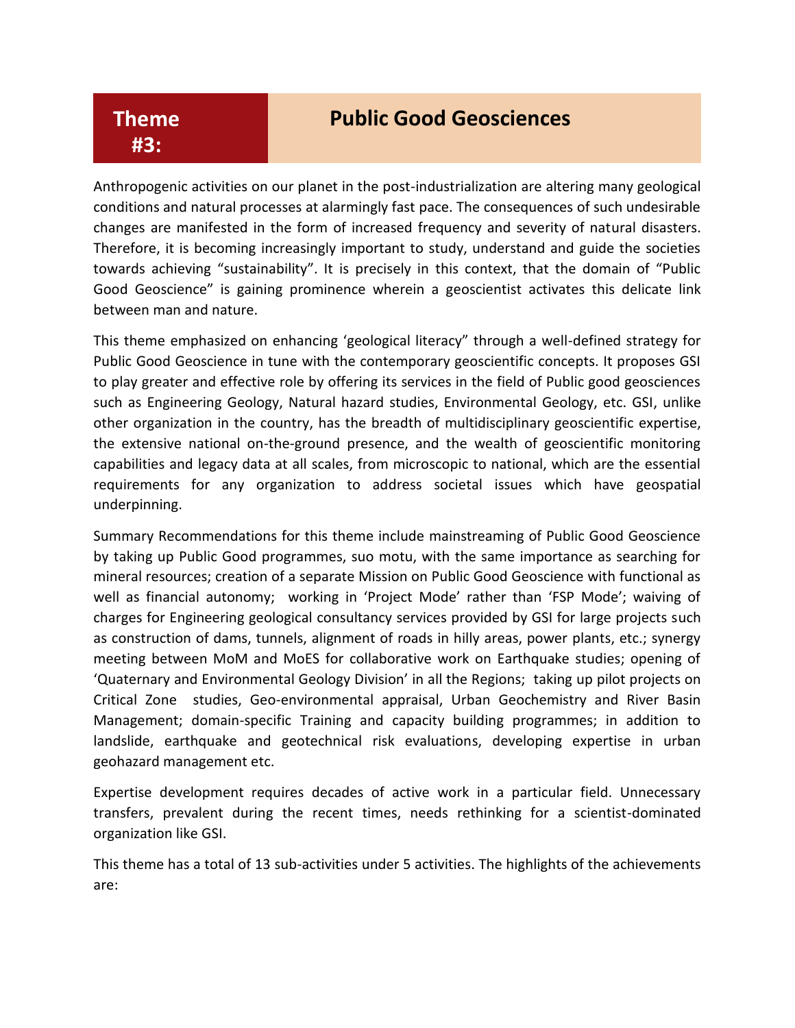# Theme #3: Public Good Geosciences

Anthropogenic activities on our planet in the post-industrialization are altering many geological conditions and natural processes at alarmingly fast pace. The consequences of such undesirable changes are manifested in the form of increased frequency and severity of natural disasters. Therefore, it is becoming increasingly important to study, understand and guide the societies towards achieving "sustainability". It is precisely in this context, that the domain of "Public Good Geoscience" is gaining prominence wherein a geoscientist activates this delicate link between man and nature.

This theme emphasized on enhancing 'geological literacy" through a well-defined strategy for Public Good Geoscience in tune with the contemporary geoscientific concepts. It proposes GSI to play greater and effective role by offering its services in the field of Public good geosciences such as Engineering Geology, Natural hazard studies, Environmental Geology, etc. GSI, unlike other organization in the country, has the breadth of multidisciplinary geoscientific expertise, the extensive national on-the-ground presence, and the wealth of geoscientific monitoring capabilities and legacy data at all scales, from microscopic to national, which are the essential requirements for any organization to address societal issues which have geospatial underpinning.

Summary Recommendations for this theme include mainstreaming of Public Good Geoscience by taking up Public Good programmes, suo motu, with the same importance as searching for mineral resources; creation of a separate Mission on Public Good Geoscience with functional as well as financial autonomy; working in 'Project Mode' rather than 'FSP Mode'; waiving of charges for Engineering geological consultancy services provided by GSI for large projects such as construction of dams, tunnels, alignment of roads in hilly areas, power plants, etc.; synergy meeting between MoM and MoES for collaborative work on Earthquake studies; opening of 'Quaternary and Environmental Geology Division' in all the Regions; taking up pilot projects on Critical Zone studies, Geo-environmental appraisal, Urban Geochemistry and River Basin Management; domain-specific Training and capacity building programmes; in addition to landslide, earthquake and geotechnical risk evaluations, developing expertise in urban geohazard management etc.

Expertise development requires decades of active work in a particular field. Unnecessary transfers, prevalent during the recent times, needs rethinking for a scientist-dominated organization like GSI.

This theme has a total of 13 sub-activities under 5 activities. The highlights of the achievements are: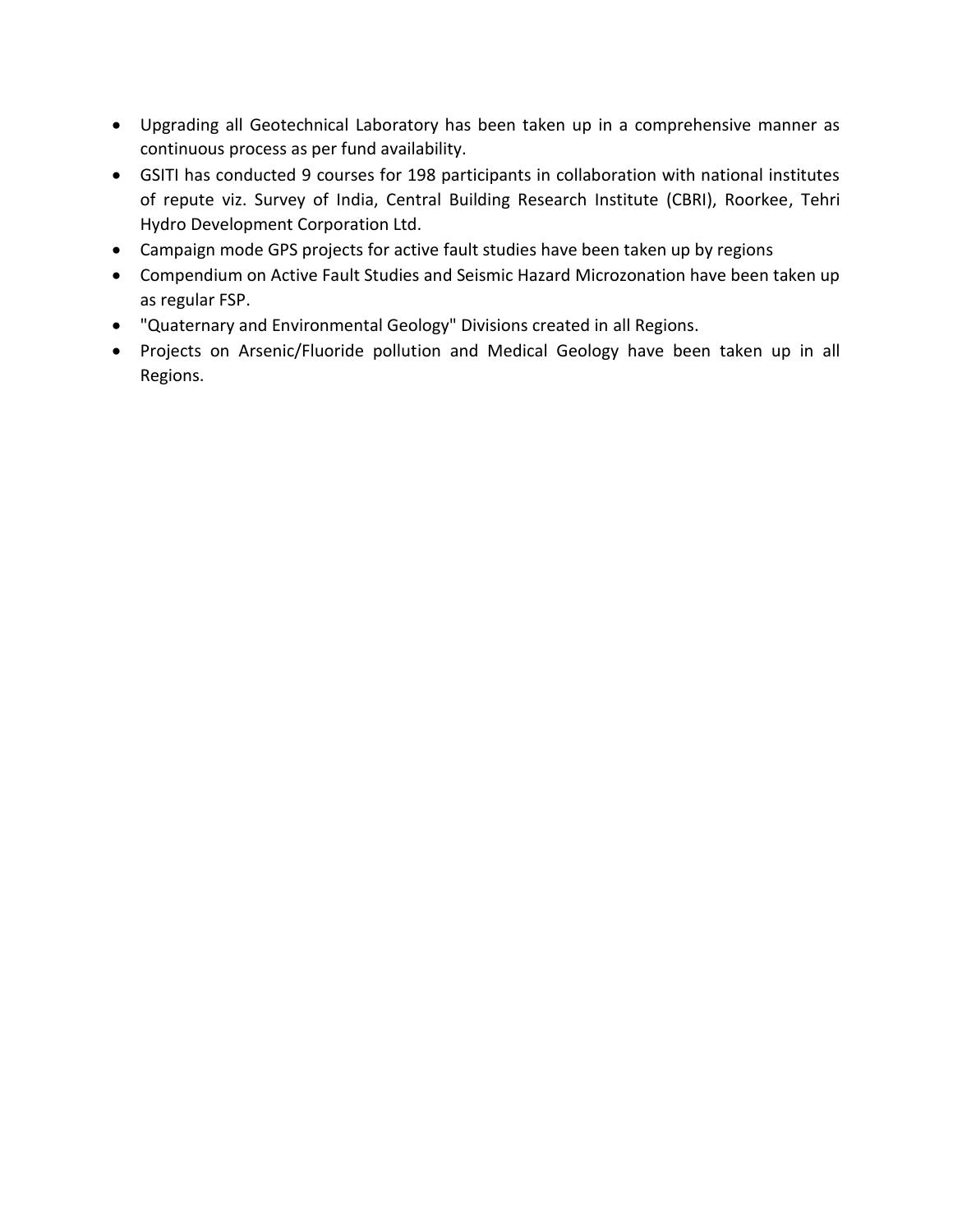- Upgrading all Geotechnical Laboratory has been taken up in a comprehensive manner as continuous process as per fund availability.
- GSITI has conducted 9 courses for 198 participants in collaboration with national institutes of repute viz. Survey of India, Central Building Research Institute (CBRI), Roorkee, Tehri Hydro Development Corporation Ltd.
- Campaign mode GPS projects for active fault studies have been taken up by regions
- Compendium on Active Fault Studies and Seismic Hazard Microzonation have been taken up as regular FSP.
- "Quaternary and Environmental Geology" Divisions created in all Regions.
- Projects on Arsenic/Fluoride pollution and Medical Geology have been taken up in all Regions.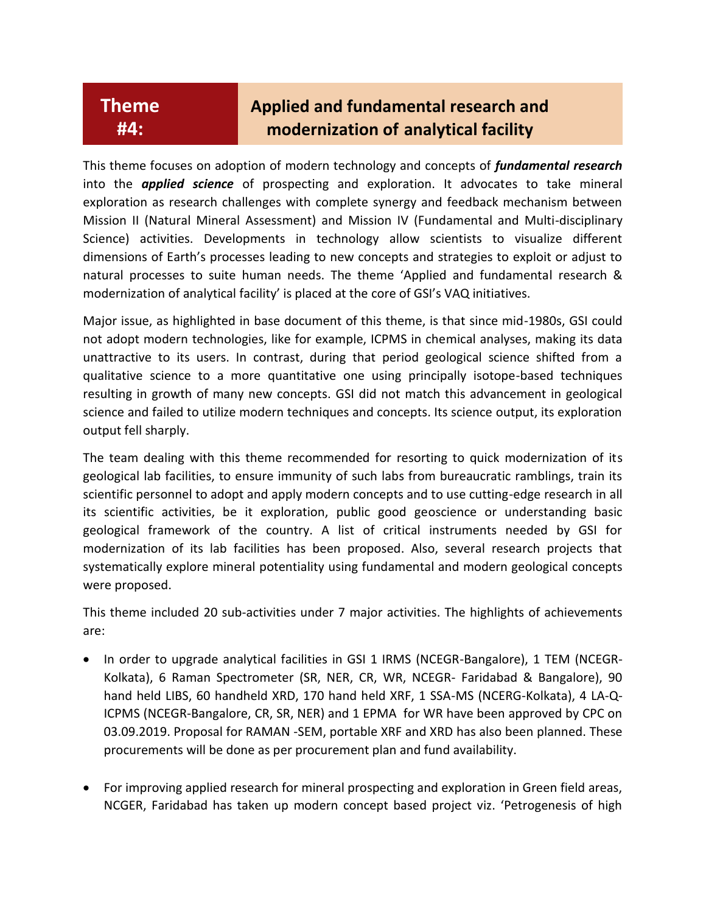# Theme #4: Applied and fundamental research and modernization of analytical facility

This theme focuses on adoption of modern technology and concepts of ***fundamental research*** into the ***applied science*** of prospecting and exploration. It advocates to take mineral exploration as research challenges with complete synergy and feedback mechanism between Mission II (Natural Mineral Assessment) and Mission IV (Fundamental and Multi-disciplinary Science) activities. Developments in technology allow scientists to visualize different dimensions of Earth's processes leading to new concepts and strategies to exploit or adjust to natural processes to suite human needs. The theme 'Applied and fundamental research & modernization of analytical facility' is placed at the core of GSI's VAQ initiatives.

Major issue, as highlighted in base document of this theme, is that since mid-1980s, GSI could not adopt modern technologies, like for example, ICPMS in chemical analyses, making its data unattractive to its users. In contrast, during that period geological science shifted from a qualitative science to a more quantitative one using principally isotope-based techniques resulting in growth of many new concepts. GSI did not match this advancement in geological science and failed to utilize modern techniques and concepts. Its science output, its exploration output fell sharply.

The team dealing with this theme recommended for resorting to quick modernization of its geological lab facilities, to ensure immunity of such labs from bureaucratic ramblings, train its scientific personnel to adopt and apply modern concepts and to use cutting-edge research in all its scientific activities, be it exploration, public good geoscience or understanding basic geological framework of the country. A list of critical instruments needed by GSI for modernization of its lab facilities has been proposed. Also, several research projects that systematically explore mineral potentiality using fundamental and modern geological concepts were proposed.

This theme included 20 sub-activities under 7 major activities. The highlights of achievements are:

- In order to upgrade analytical facilities in GSI 1 IRMS (NCEGR-Bangalore), 1 TEM (NCEGR-Kolkata), 6 Raman Spectrometer (SR, NER, CR, WR, NCEGR- Faridabad & Bangalore), 90 hand held LIBS, 60 handheld XRD, 170 hand held XRF, 1 SSA-MS (NCERG-Kolkata), 4 LA-Q-ICPMS (NCEGR-Bangalore, CR, SR, NER) and 1 EPMA for WR have been approved by CPC on 03.09.2019. Proposal for RAMAN -SEM, portable XRF and XRD has also been planned. These procurements will be done as per procurement plan and fund availability.

- For improving applied research for mineral prospecting and exploration in Green field areas, NCGER, Faridabad has taken up modern concept based project viz. 'Petrogenesis of high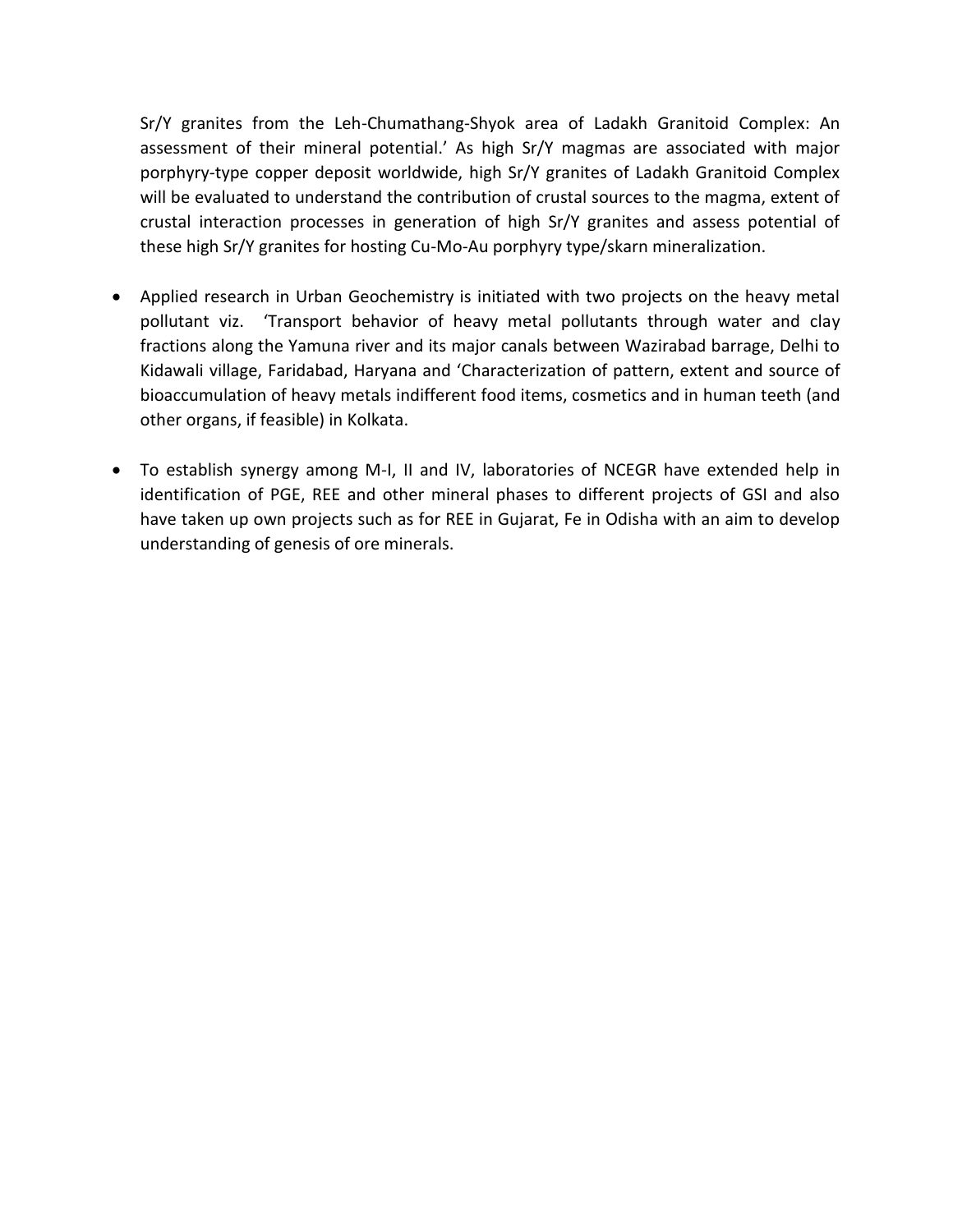Sr/Y granites from the Leh-Chumathang-Shyok area of Ladakh Granitoid Complex: An assessment of their mineral potential.' As high Sr/Y magmas are associated with major porphyry-type copper deposit worldwide, high Sr/Y granites of Ladakh Granitoid Complex will be evaluated to understand the contribution of crustal sources to the magma, extent of crustal interaction processes in generation of high Sr/Y granites and assess potential of these high Sr/Y granites for hosting Cu-Mo-Au porphyry type/skarn mineralization.

- Applied research in Urban Geochemistry is initiated with two projects on the heavy metal pollutant viz. 'Transport behavior of heavy metal pollutants through water and clay fractions along the Yamuna river and its major canals between Wazirabad barrage, Delhi to Kidawali village, Faridabad, Haryana and 'Characterization of pattern, extent and source of bioaccumulation of heavy metals indifferent food items, cosmetics and in human teeth (and other organs, if feasible) in Kolkata.

- To establish synergy among M-I, II and IV, laboratories of NCEGR have extended help in identification of PGE, REE and other mineral phases to different projects of GSI and also have taken up own projects such as for REE in Gujarat, Fe in Odisha with an aim to develop understanding of genesis of ore minerals.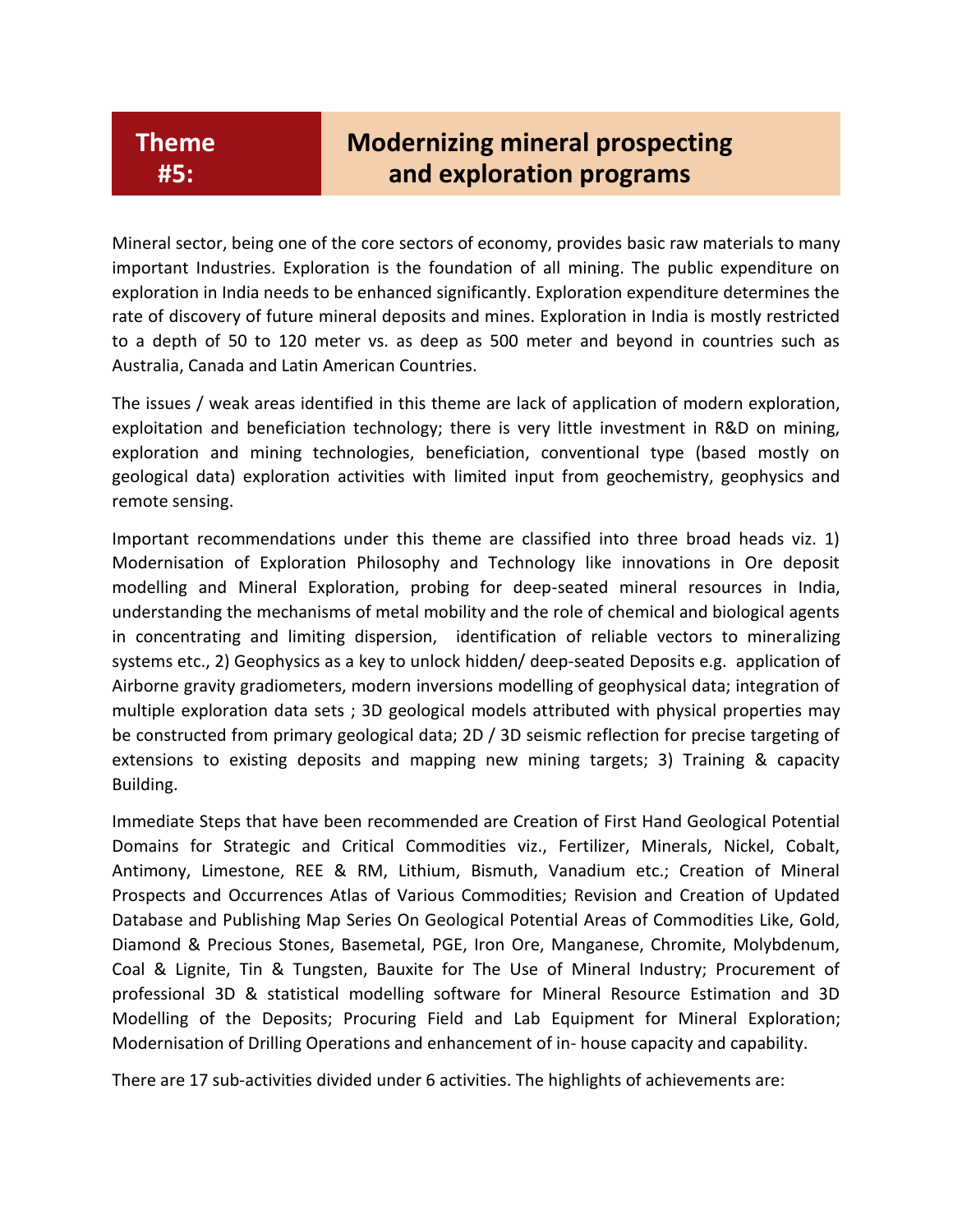# Theme #5: Modernizing mineral prospecting and exploration programs

Mineral sector, being one of the core sectors of economy, provides basic raw materials to many important Industries. Exploration is the foundation of all mining. The public expenditure on exploration in India needs to be enhanced significantly. Exploration expenditure determines the rate of discovery of future mineral deposits and mines. Exploration in India is mostly restricted to a depth of 50 to 120 meter vs. as deep as 500 meter and beyond in countries such as Australia, Canada and Latin American Countries.

The issues / weak areas identified in this theme are lack of application of modern exploration, exploitation and beneficiation technology; there is very little investment in R&D on mining, exploration and mining technologies, beneficiation, conventional type (based mostly on geological data) exploration activities with limited input from geochemistry, geophysics and remote sensing.

Important recommendations under this theme are classified into three broad heads viz. 1) Modernisation of Exploration Philosophy and Technology like innovations in Ore deposit modelling and Mineral Exploration, probing for deep-seated mineral resources in India, understanding the mechanisms of metal mobility and the role of chemical and biological agents in concentrating and limiting dispersion, identification of reliable vectors to mineralizing systems etc., 2) Geophysics as a key to unlock hidden/ deep-seated Deposits e.g. application of Airborne gravity gradiometers, modern inversions modelling of geophysical data; integration of multiple exploration data sets ; 3D geological models attributed with physical properties may be constructed from primary geological data; 2D / 3D seismic reflection for precise targeting of extensions to existing deposits and mapping new mining targets; 3) Training & capacity Building.

Immediate Steps that have been recommended are Creation of First Hand Geological Potential Domains for Strategic and Critical Commodities viz., Fertilizer, Minerals, Nickel, Cobalt, Antimony, Limestone, REE & RM, Lithium, Bismuth, Vanadium etc.; Creation of Mineral Prospects and Occurrences Atlas of Various Commodities; Revision and Creation of Updated Database and Publishing Map Series On Geological Potential Areas of Commodities Like, Gold, Diamond & Precious Stones, Basemetal, PGE, Iron Ore, Manganese, Chromite, Molybdenum, Coal & Lignite, Tin & Tungsten, Bauxite for The Use of Mineral Industry; Procurement of professional 3D & statistical modelling software for Mineral Resource Estimation and 3D Modelling of the Deposits; Procuring Field and Lab Equipment for Mineral Exploration; Modernisation of Drilling Operations and enhancement of in- house capacity and capability.

There are 17 sub-activities divided under 6 activities. The highlights of achievements are: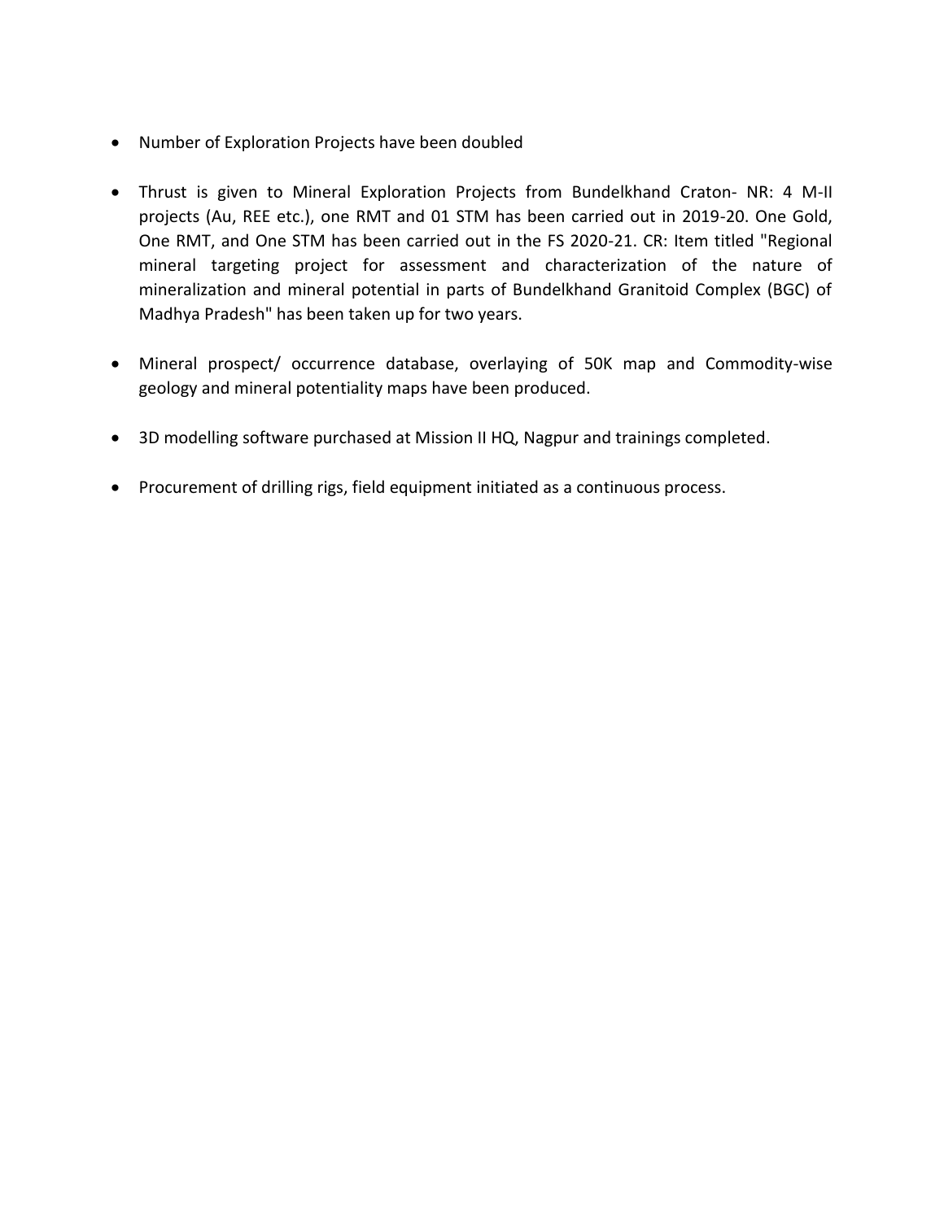- Number of Exploration Projects have been doubled

- Thrust is given to Mineral Exploration Projects from Bundelkhand Craton- NR: 4 M-II projects (Au, REE etc.), one RMT and 01 STM has been carried out in 2019-20. One Gold, One RMT, and One STM has been carried out in the FS 2020-21. CR: Item titled "Regional mineral targeting project for assessment and characterization of the nature of mineralization and mineral potential in parts of Bundelkhand Granitoid Complex (BGC) of Madhya Pradesh" has been taken up for two years.

- Mineral prospect/ occurrence database, overlaying of 50K map and Commodity-wise geology and mineral potentiality maps have been produced.

- 3D modelling software purchased at Mission II HQ, Nagpur and trainings completed.

- Procurement of drilling rigs, field equipment initiated as a continuous process.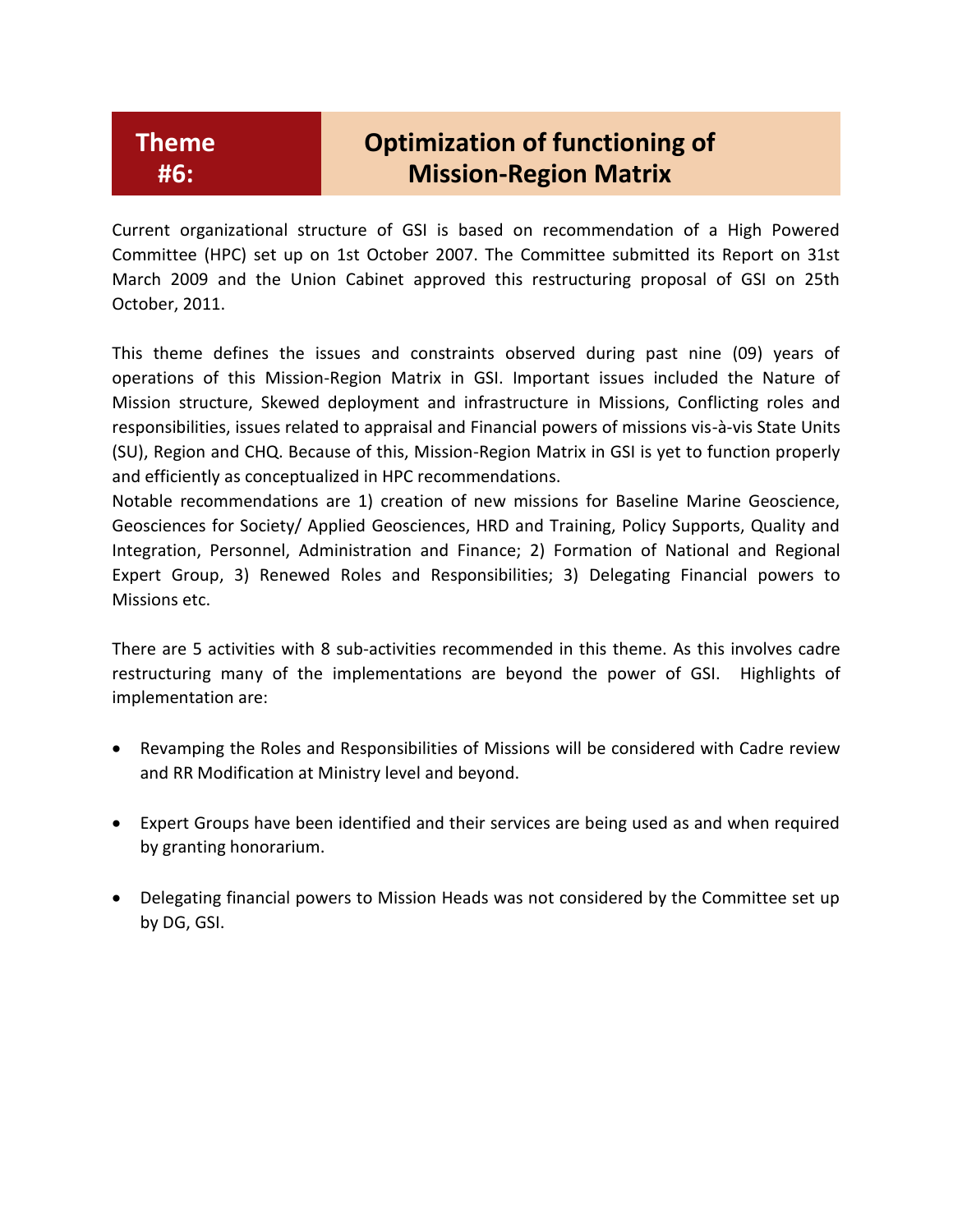# Theme #6: Optimization of functioning of Mission-Region Matrix

Current organizational structure of GSI is based on recommendation of a High Powered Committee (HPC) set up on 1st October 2007. The Committee submitted its Report on 31st March 2009 and the Union Cabinet approved this restructuring proposal of GSI on 25th October, 2011.

This theme defines the issues and constraints observed during past nine (09) years of operations of this Mission-Region Matrix in GSI. Important issues included the Nature of Mission structure, Skewed deployment and infrastructure in Missions, Conflicting roles and responsibilities, issues related to appraisal and Financial powers of missions vis-à-vis State Units (SU), Region and CHQ. Because of this, Mission-Region Matrix in GSI is yet to function properly and efficiently as conceptualized in HPC recommendations.
Notable recommendations are 1) creation of new missions for Baseline Marine Geoscience, Geosciences for Society/ Applied Geosciences, HRD and Training, Policy Supports, Quality and Integration, Personnel, Administration and Finance; 2) Formation of National and Regional Expert Group, 3) Renewed Roles and Responsibilities; 3) Delegating Financial powers to Missions etc.

There are 5 activities with 8 sub-activities recommended in this theme. As this involves cadre restructuring many of the implementations are beyond the power of GSI. Highlights of implementation are:

- Revamping the Roles and Responsibilities of Missions will be considered with Cadre review and RR Modification at Ministry level and beyond.
- Expert Groups have been identified and their services are being used as and when required by granting honorarium.
- Delegating financial powers to Mission Heads was not considered by the Committee set up by DG, GSI.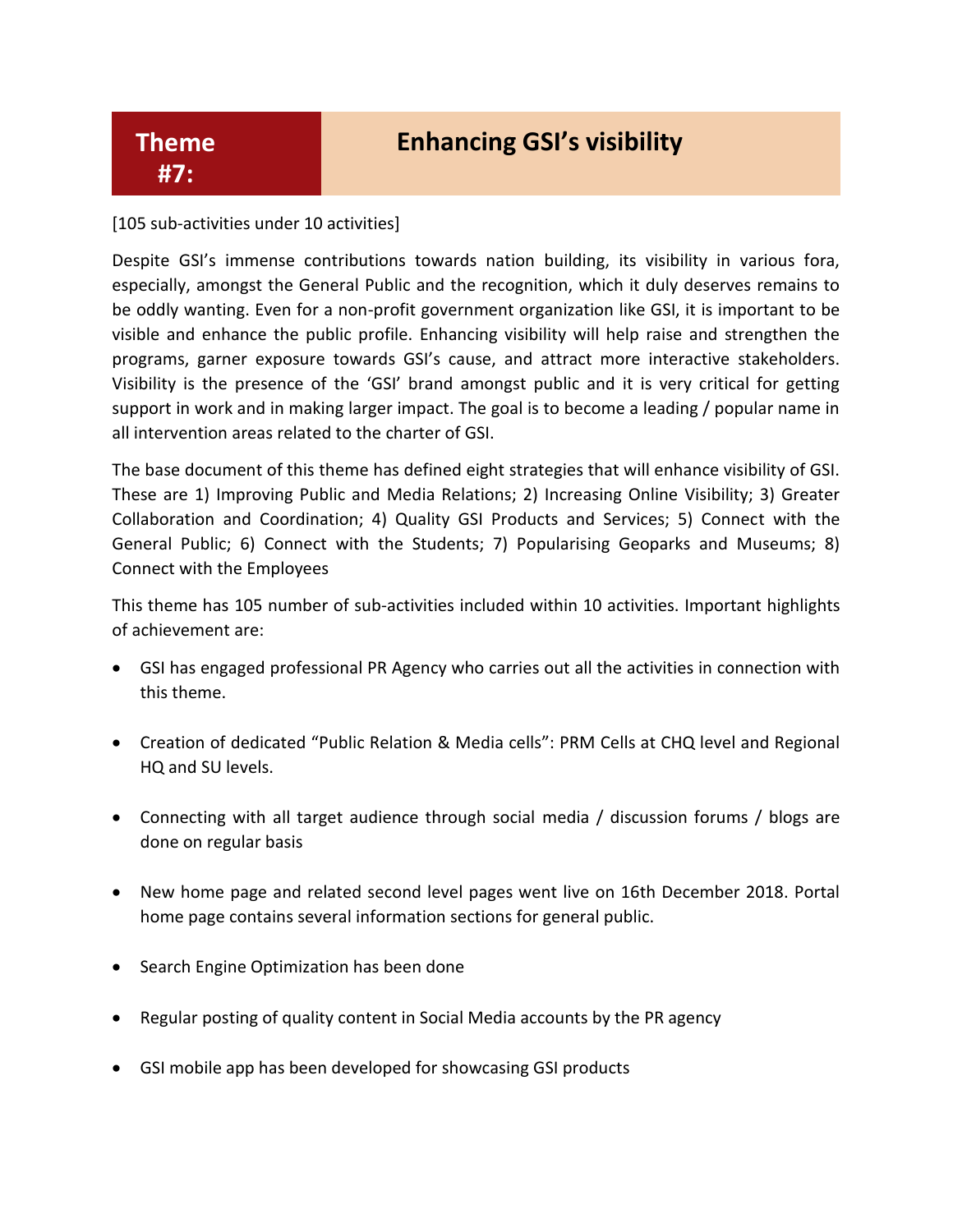# Theme #7: Enhancing GSI's visibility

[105 sub-activities under 10 activities]

Despite GSI's immense contributions towards nation building, its visibility in various fora, especially, amongst the General Public and the recognition, which it duly deserves remains to be oddly wanting. Even for a non-profit government organization like GSI, it is important to be visible and enhance the public profile. Enhancing visibility will help raise and strengthen the programs, garner exposure towards GSI's cause, and attract more interactive stakeholders. Visibility is the presence of the 'GSI' brand amongst public and it is very critical for getting support in work and in making larger impact. The goal is to become a leading / popular name in all intervention areas related to the charter of GSI.

The base document of this theme has defined eight strategies that will enhance visibility of GSI. These are 1) Improving Public and Media Relations; 2) Increasing Online Visibility; 3) Greater Collaboration and Coordination; 4) Quality GSI Products and Services; 5) Connect with the General Public; 6) Connect with the Students; 7) Popularising Geoparks and Museums; 8) Connect with the Employees

This theme has 105 number of sub-activities included within 10 activities. Important highlights of achievement are:

- GSI has engaged professional PR Agency who carries out all the activities in connection with this theme.
- Creation of dedicated "Public Relation & Media cells": PRM Cells at CHQ level and Regional HQ and SU levels.
- Connecting with all target audience through social media / discussion forums / blogs are done on regular basis
- New home page and related second level pages went live on 16th December 2018. Portal home page contains several information sections for general public.
- Search Engine Optimization has been done
- Regular posting of quality content in Social Media accounts by the PR agency
- GSI mobile app has been developed for showcasing GSI products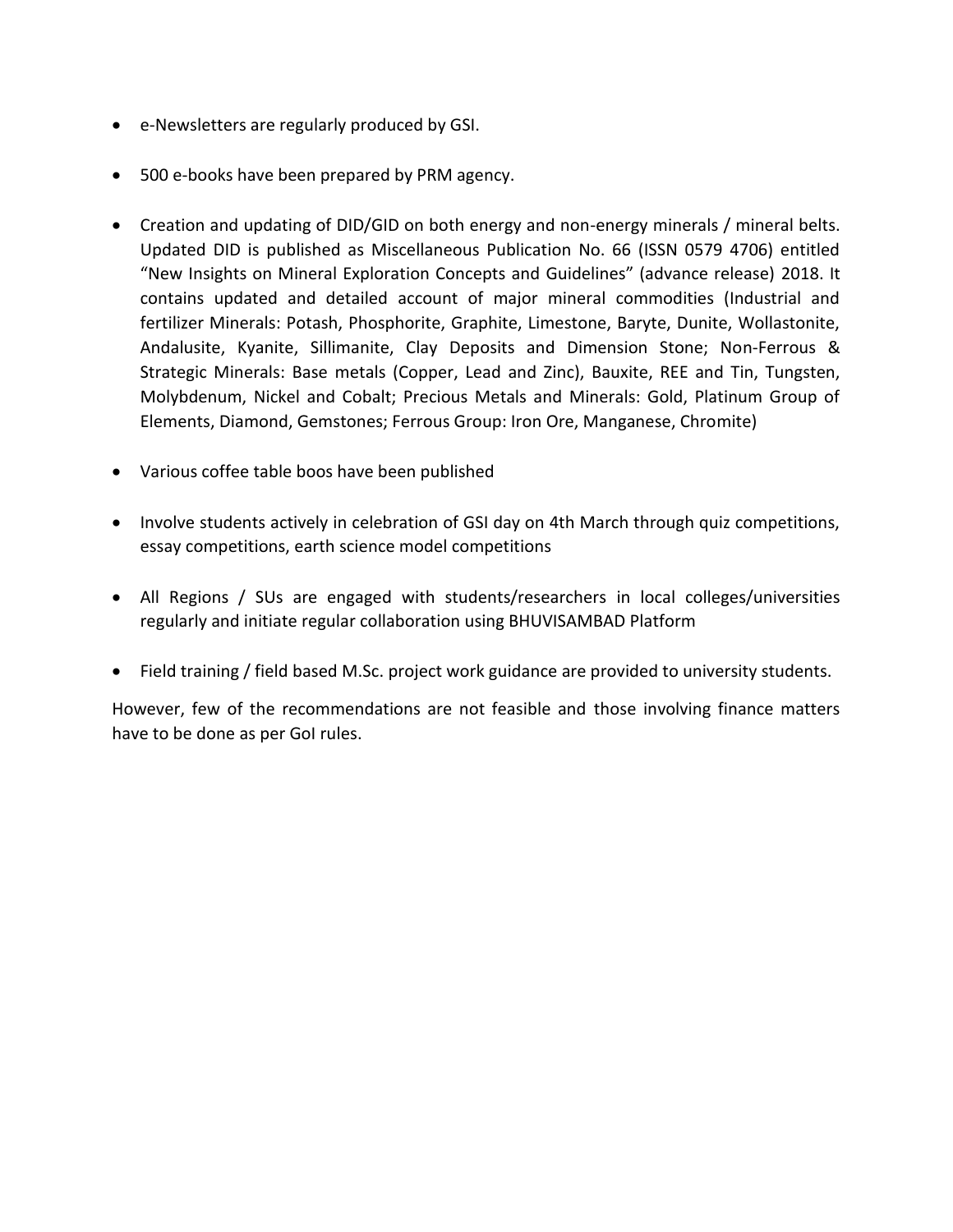- e-Newsletters are regularly produced by GSI.
- 500 e-books have been prepared by PRM agency.
- Creation and updating of DID/GID on both energy and non-energy minerals / mineral belts. Updated DID is published as Miscellaneous Publication No. 66 (ISSN 0579 4706) entitled "New Insights on Mineral Exploration Concepts and Guidelines" (advance release) 2018. It contains updated and detailed account of major mineral commodities (Industrial and fertilizer Minerals: Potash, Phosphorite, Graphite, Limestone, Baryte, Dunite, Wollastonite, Andalusite, Kyanite, Sillimanite, Clay Deposits and Dimension Stone; Non-Ferrous & Strategic Minerals: Base metals (Copper, Lead and Zinc), Bauxite, REE and Tin, Tungsten, Molybdenum, Nickel and Cobalt; Precious Metals and Minerals: Gold, Platinum Group of Elements, Diamond, Gemstones; Ferrous Group: Iron Ore, Manganese, Chromite)
- Various coffee table boos have been published
- Involve students actively in celebration of GSI day on 4th March through quiz competitions, essay competitions, earth science model competitions
- All Regions / SUs are engaged with students/researchers in local colleges/universities regularly and initiate regular collaboration using BHUVISAMBAD Platform
- Field training / field based M.Sc. project work guidance are provided to university students.

However, few of the recommendations are not feasible and those involving finance matters have to be done as per GoI rules.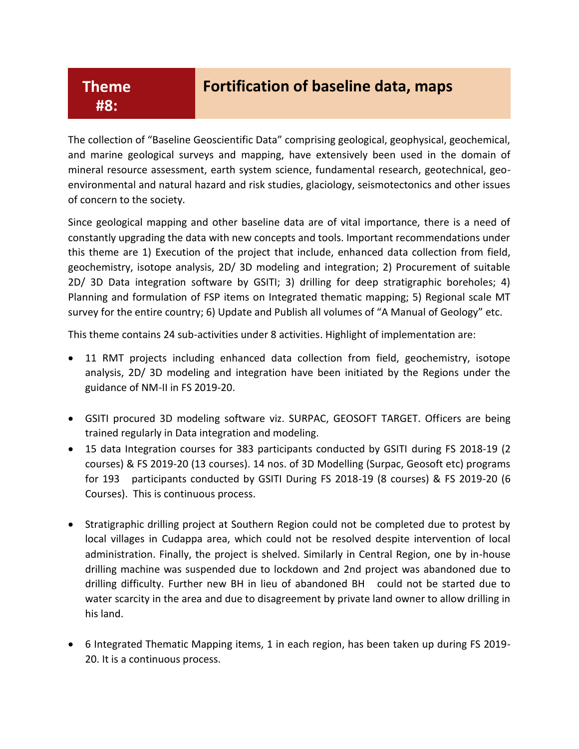## Theme #8: Fortification of baseline data, maps

The collection of "Baseline Geoscientific Data" comprising geological, geophysical, geochemical, and marine geological surveys and mapping, have extensively been used in the domain of mineral resource assessment, earth system science, fundamental research, geotechnical, geo-environmental and natural hazard and risk studies, glaciology, seismotectonics and other issues of concern to the society.

Since geological mapping and other baseline data are of vital importance, there is a need of constantly upgrading the data with new concepts and tools. Important recommendations under this theme are 1) Execution of the project that include, enhanced data collection from field, geochemistry, isotope analysis, 2D/ 3D modeling and integration; 2) Procurement of suitable 2D/ 3D Data integration software by GSITI; 3) drilling for deep stratigraphic boreholes; 4) Planning and formulation of FSP items on Integrated thematic mapping; 5) Regional scale MT survey for the entire country; 6) Update and Publish all volumes of "A Manual of Geology" etc.

This theme contains 24 sub-activities under 8 activities. Highlight of implementation are:

- 11 RMT projects including enhanced data collection from field, geochemistry, isotope analysis, 2D/ 3D modeling and integration have been initiated by the Regions under the guidance of NM-II in FS 2019-20.
- GSITI procured 3D modeling software viz. SURPAC, GEOSOFT TARGET. Officers are being trained regularly in Data integration and modeling.
- 15 data Integration courses for 383 participants conducted by GSITI during FS 2018-19 (2 courses) & FS 2019-20 (13 courses). 14 nos. of 3D Modelling (Surpac, Geosoft etc) programs for 193 participants conducted by GSITI During FS 2018-19 (8 courses) & FS 2019-20 (6 Courses). This is continuous process.
- Stratigraphic drilling project at Southern Region could not be completed due to protest by local villages in Cudappa area, which could not be resolved despite intervention of local administration. Finally, the project is shelved. Similarly in Central Region, one by in-house drilling machine was suspended due to lockdown and 2nd project was abandoned due to drilling difficulty. Further new BH in lieu of abandoned BH could not be started due to water scarcity in the area and due to disagreement by private land owner to allow drilling in his land.
- 6 Integrated Thematic Mapping items, 1 in each region, has been taken up during FS 2019-20. It is a continuous process.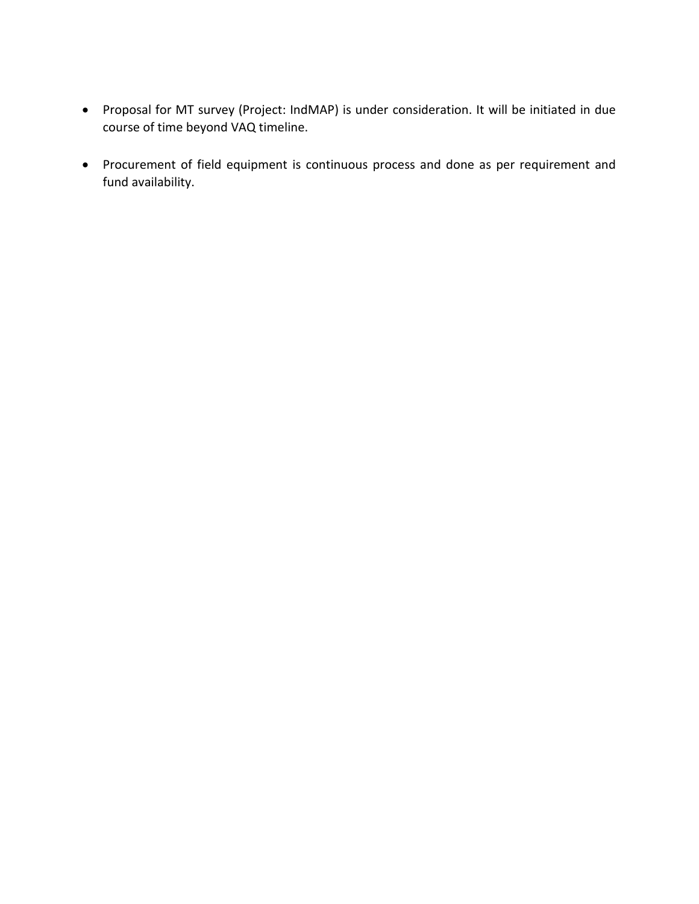- Proposal for MT survey (Project: IndMAP) is under consideration. It will be initiated in due course of time beyond VAQ timeline.

- Procurement of field equipment is continuous process and done as per requirement and fund availability.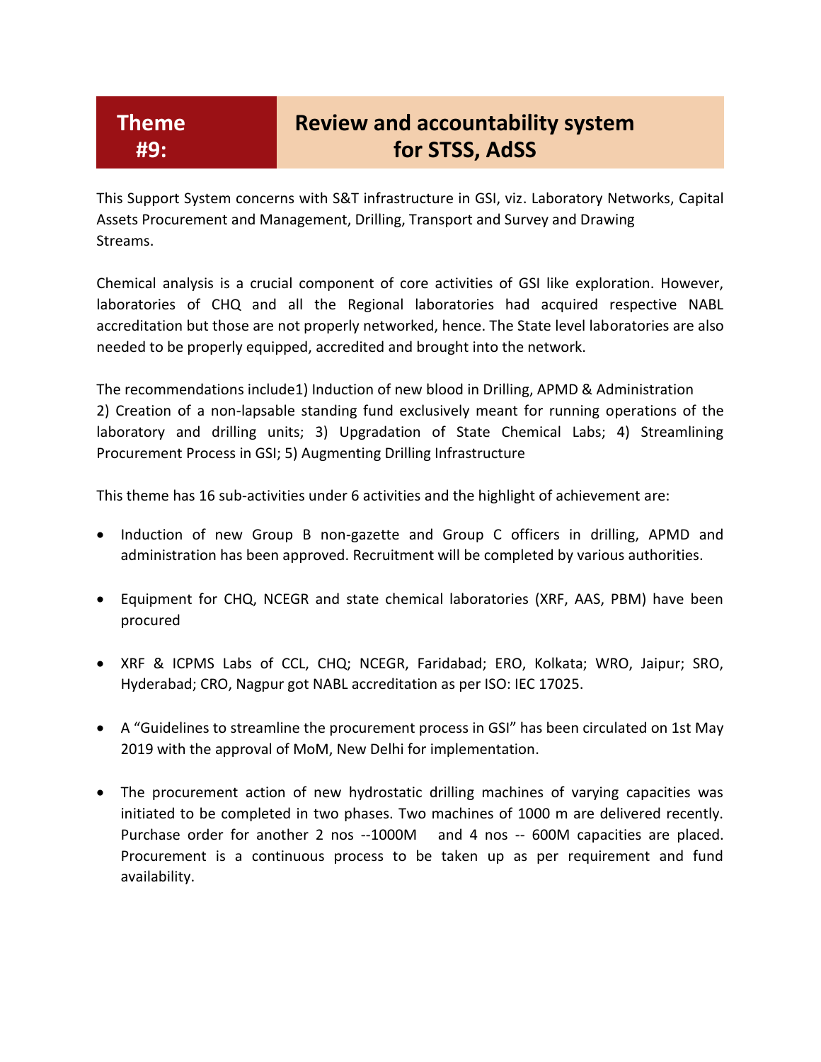# Theme #9: Review and accountability system for STSS, AdSS

This Support System concerns with S&T infrastructure in GSI, viz. Laboratory Networks, Capital Assets Procurement and Management, Drilling, Transport and Survey and Drawing Streams.

Chemical analysis is a crucial component of core activities of GSI like exploration. However, laboratories of CHQ and all the Regional laboratories had acquired respective NABL accreditation but those are not properly networked, hence. The State level laboratories are also needed to be properly equipped, accredited and brought into the network.

The recommendations include1) Induction of new blood in Drilling, APMD & Administration 2) Creation of a non-lapsable standing fund exclusively meant for running operations of the laboratory and drilling units; 3) Upgradation of State Chemical Labs; 4) Streamlining Procurement Process in GSI; 5) Augmenting Drilling Infrastructure

This theme has 16 sub-activities under 6 activities and the highlight of achievement are:

- Induction of new Group B non-gazette and Group C officers in drilling, APMD and administration has been approved. Recruitment will be completed by various authorities.
- Equipment for CHQ, NCEGR and state chemical laboratories (XRF, AAS, PBM) have been procured
- XRF & ICPMS Labs of CCL, CHQ; NCEGR, Faridabad; ERO, Kolkata; WRO, Jaipur; SRO, Hyderabad; CRO, Nagpur got NABL accreditation as per ISO: IEC 17025.
- A "Guidelines to streamline the procurement process in GSI" has been circulated on 1st May 2019 with the approval of MoM, New Delhi for implementation.
- The procurement action of new hydrostatic drilling machines of varying capacities was initiated to be completed in two phases. Two machines of 1000 m are delivered recently. Purchase order for another 2 nos --1000M and 4 nos -- 600M capacities are placed. Procurement is a continuous process to be taken up as per requirement and fund availability.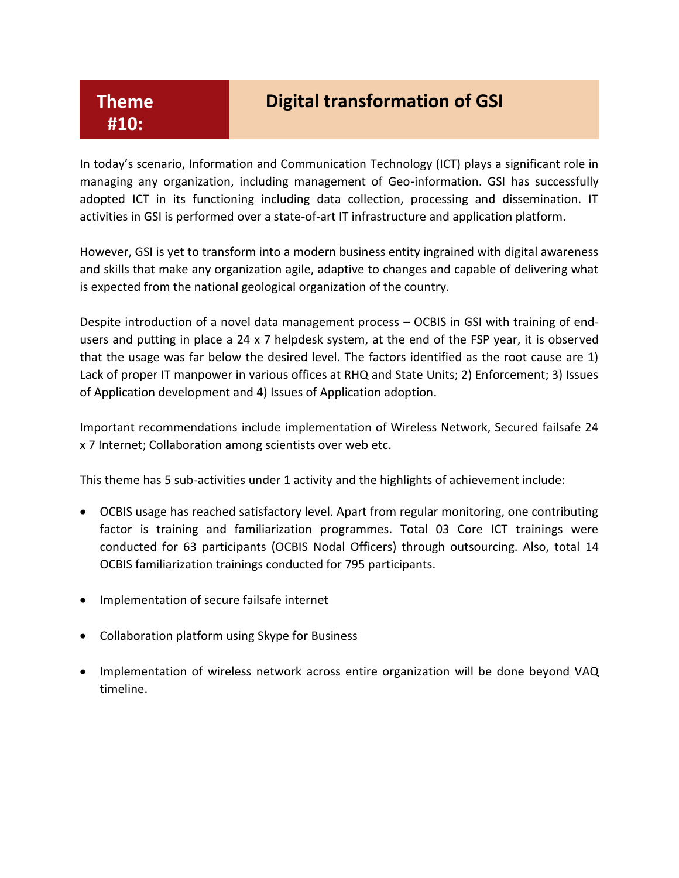# Theme #10: Digital transformation of GSI

In today's scenario, Information and Communication Technology (ICT) plays a significant role in managing any organization, including management of Geo-information. GSI has successfully adopted ICT in its functioning including data collection, processing and dissemination. IT activities in GSI is performed over a state-of-art IT infrastructure and application platform.

However, GSI is yet to transform into a modern business entity ingrained with digital awareness and skills that make any organization agile, adaptive to changes and capable of delivering what is expected from the national geological organization of the country.

Despite introduction of a novel data management process – OCBIS in GSI with training of end-users and putting in place a 24 x 7 helpdesk system, at the end of the FSP year, it is observed that the usage was far below the desired level. The factors identified as the root cause are 1) Lack of proper IT manpower in various offices at RHQ and State Units; 2) Enforcement; 3) Issues of Application development and 4) Issues of Application adoption.

Important recommendations include implementation of Wireless Network, Secured failsafe 24 x 7 Internet; Collaboration among scientists over web etc.

This theme has 5 sub-activities under 1 activity and the highlights of achievement include:

- OCBIS usage has reached satisfactory level. Apart from regular monitoring, one contributing factor is training and familiarization programmes. Total 03 Core ICT trainings were conducted for 63 participants (OCBIS Nodal Officers) through outsourcing. Also, total 14 OCBIS familiarization trainings conducted for 795 participants.
- Implementation of secure failsafe internet
- Collaboration platform using Skype for Business
- Implementation of wireless network across entire organization will be done beyond VAQ timeline.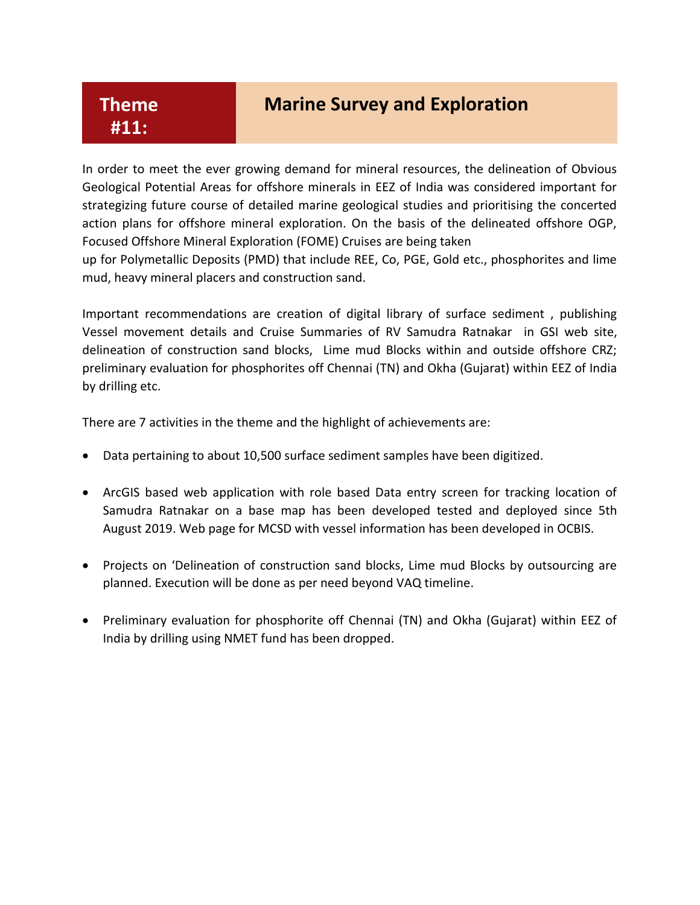# Theme #11: Marine Survey and Exploration

In order to meet the ever growing demand for mineral resources, the delineation of Obvious Geological Potential Areas for offshore minerals in EEZ of India was considered important for strategizing future course of detailed marine geological studies and prioritising the concerted action plans for offshore mineral exploration. On the basis of the delineated offshore OGP, Focused Offshore Mineral Exploration (FOME) Cruises are being taken
up for Polymetallic Deposits (PMD) that include REE, Co, PGE, Gold etc., phosphorites and lime mud, heavy mineral placers and construction sand.

Important recommendations are creation of digital library of surface sediment , publishing Vessel movement details and Cruise Summaries of RV Samudra Ratnakar in GSI web site, delineation of construction sand blocks, Lime mud Blocks within and outside offshore CRZ; preliminary evaluation for phosphorites off Chennai (TN) and Okha (Gujarat) within EEZ of India by drilling etc.

There are 7 activities in the theme and the highlight of achievements are:

- Data pertaining to about 10,500 surface sediment samples have been digitized.
- ArcGIS based web application with role based Data entry screen for tracking location of Samudra Ratnakar on a base map has been developed tested and deployed since 5th August 2019. Web page for MCSD with vessel information has been developed in OCBIS.
- Projects on 'Delineation of construction sand blocks, Lime mud Blocks by outsourcing are planned. Execution will be done as per need beyond VAQ timeline.
- Preliminary evaluation for phosphorite off Chennai (TN) and Okha (Gujarat) within EEZ of India by drilling using NMET fund has been dropped.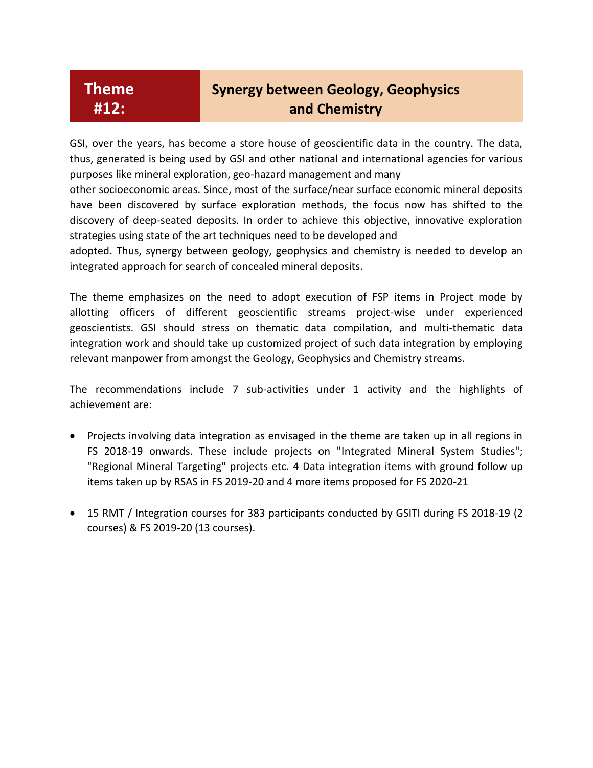## Theme #12: Synergy between Geology, Geophysics and Chemistry

GSI, over the years, has become a store house of geoscientific data in the country. The data, thus, generated is being used by GSI and other national and international agencies for various purposes like mineral exploration, geo-hazard management and many other socioeconomic areas. Since, most of the surface/near surface economic mineral deposits have been discovered by surface exploration methods, the focus now has shifted to the discovery of deep-seated deposits. In order to achieve this objective, innovative exploration strategies using state of the art techniques need to be developed and adopted. Thus, synergy between geology, geophysics and chemistry is needed to develop an integrated approach for search of concealed mineral deposits.

The theme emphasizes on the need to adopt execution of FSP items in Project mode by allotting officers of different geoscientific streams project-wise under experienced geoscientists. GSI should stress on thematic data compilation, and multi-thematic data integration work and should take up customized project of such data integration by employing relevant manpower from amongst the Geology, Geophysics and Chemistry streams.

The recommendations include 7 sub-activities under 1 activity and the highlights of achievement are:

- Projects involving data integration as envisaged in the theme are taken up in all regions in FS 2018-19 onwards. These include projects on "Integrated Mineral System Studies"; "Regional Mineral Targeting" projects etc. 4 Data integration items with ground follow up items taken up by RSAS in FS 2019-20 and 4 more items proposed for FS 2020-21
- 15 RMT / Integration courses for 383 participants conducted by GSITI during FS 2018-19 (2 courses) & FS 2019-20 (13 courses).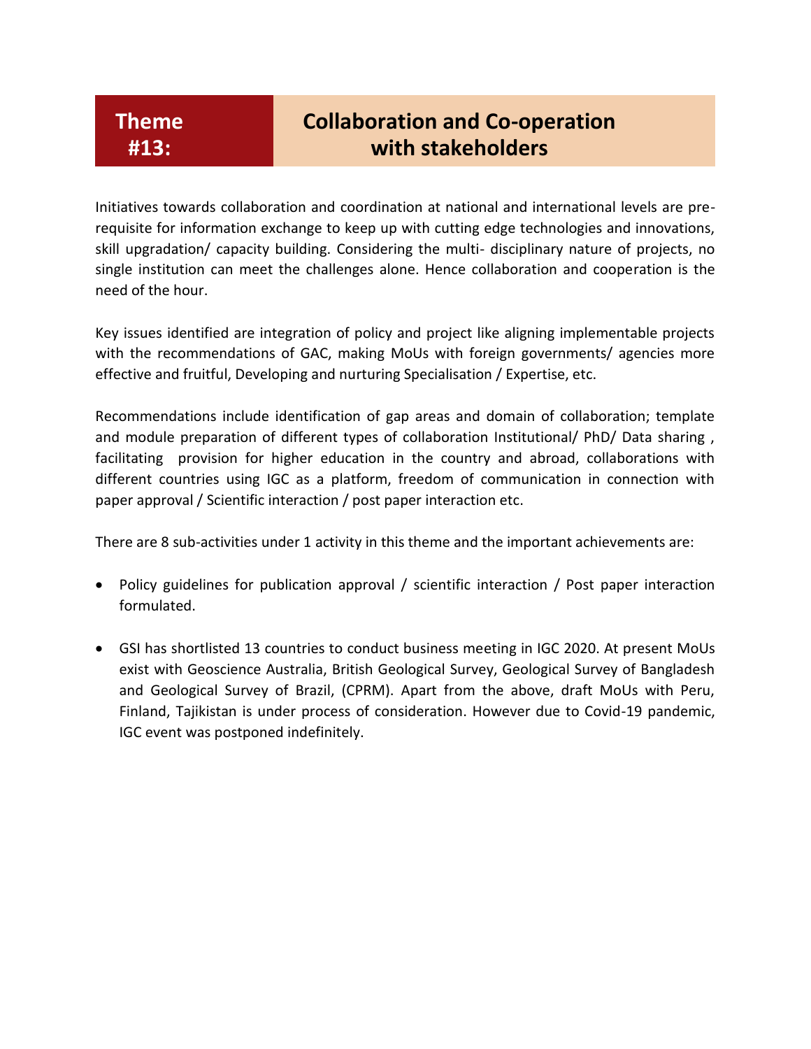# Theme #13: Collaboration and Co-operation with stakeholders

Initiatives towards collaboration and coordination at national and international levels are pre-requisite for information exchange to keep up with cutting edge technologies and innovations, skill upgradation/ capacity building. Considering the multi- disciplinary nature of projects, no single institution can meet the challenges alone. Hence collaboration and cooperation is the need of the hour.

Key issues identified are integration of policy and project like aligning implementable projects with the recommendations of GAC, making MoUs with foreign governments/ agencies more effective and fruitful, Developing and nurturing Specialisation / Expertise, etc.

Recommendations include identification of gap areas and domain of collaboration; template and module preparation of different types of collaboration Institutional/ PhD/ Data sharing , facilitating provision for higher education in the country and abroad, collaborations with different countries using IGC as a platform, freedom of communication in connection with paper approval / Scientific interaction / post paper interaction etc.

There are 8 sub-activities under 1 activity in this theme and the important achievements are:

- Policy guidelines for publication approval / scientific interaction / Post paper interaction formulated.
- GSI has shortlisted 13 countries to conduct business meeting in IGC 2020. At present MoUs exist with Geoscience Australia, British Geological Survey, Geological Survey of Bangladesh and Geological Survey of Brazil, (CPRM). Apart from the above, draft MoUs with Peru, Finland, Tajikistan is under process of consideration. However due to Covid-19 pandemic, IGC event was postponed indefinitely.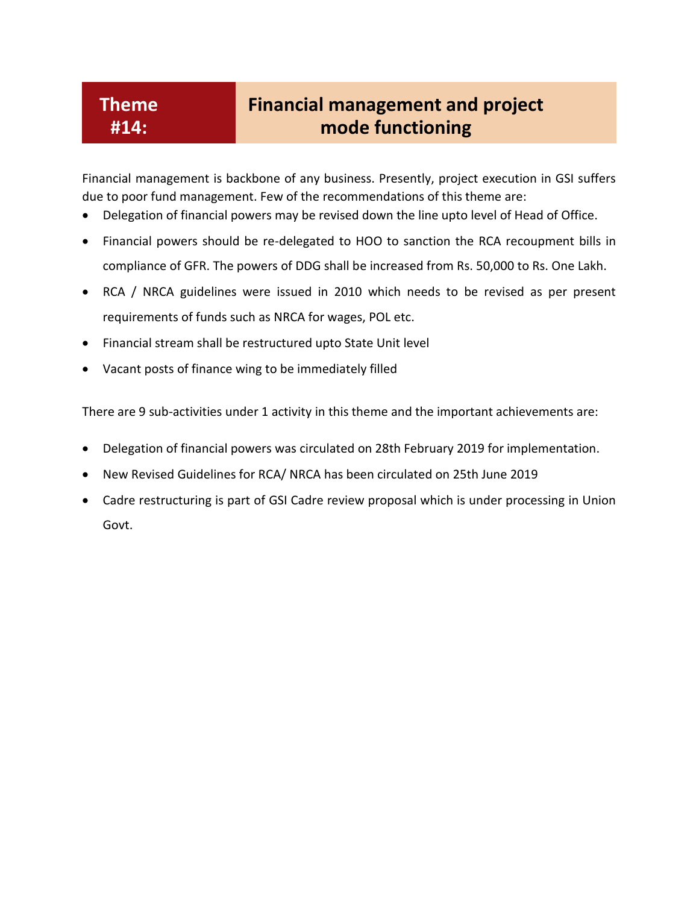# Theme #14: Financial management and project mode functioning

Financial management is backbone of any business. Presently, project execution in GSI suffers due to poor fund management. Few of the recommendations of this theme are:

- Delegation of financial powers may be revised down the line upto level of Head of Office.
- Financial powers should be re-delegated to HOO to sanction the RCA recoupment bills in compliance of GFR. The powers of DDG shall be increased from Rs. 50,000 to Rs. One Lakh.
- RCA / NRCA guidelines were issued in 2010 which needs to be revised as per present requirements of funds such as NRCA for wages, POL etc.
- Financial stream shall be restructured upto State Unit level
- Vacant posts of finance wing to be immediately filled

There are 9 sub-activities under 1 activity in this theme and the important achievements are:

- Delegation of financial powers was circulated on 28th February 2019 for implementation.
- New Revised Guidelines for RCA/ NRCA has been circulated on 25th June 2019
- Cadre restructuring is part of GSI Cadre review proposal which is under processing in Union Govt.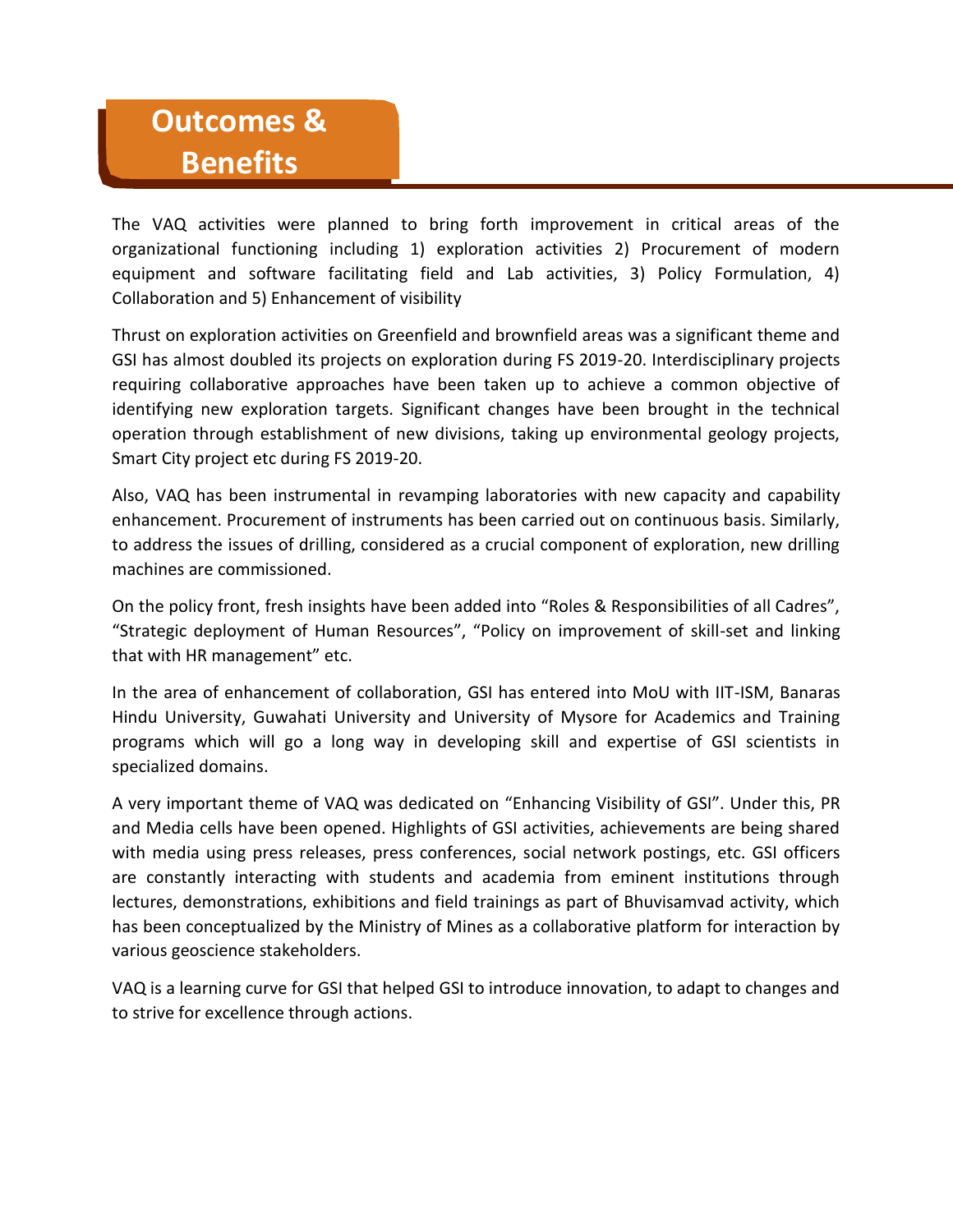# Outcomes & Benefits

The VAQ activities were planned to bring forth improvement in critical areas of the organizational functioning including 1) exploration activities 2) Procurement of modern equipment and software facilitating field and Lab activities, 3) Policy Formulation, 4) Collaboration and 5) Enhancement of visibility

Thrust on exploration activities on Greenfield and brownfield areas was a significant theme and GSI has almost doubled its projects on exploration during FS 2019-20. Interdisciplinary projects requiring collaborative approaches have been taken up to achieve a common objective of identifying new exploration targets. Significant changes have been brought in the technical operation through establishment of new divisions, taking up environmental geology projects, Smart City project etc during FS 2019-20.

Also, VAQ has been instrumental in revamping laboratories with new capacity and capability enhancement. Procurement of instruments has been carried out on continuous basis. Similarly, to address the issues of drilling, considered as a crucial component of exploration, new drilling machines are commissioned.

On the policy front, fresh insights have been added into “Roles & Responsibilities of all Cadres”, “Strategic deployment of Human Resources”, “Policy on improvement of skill-set and linking that with HR management” etc.

In the area of enhancement of collaboration, GSI has entered into MoU with IIT-ISM, Banaras Hindu University, Guwahati University and University of Mysore for Academics and Training programs which will go a long way in developing skill and expertise of GSI scientists in specialized domains.

A very important theme of VAQ was dedicated on “Enhancing Visibility of GSI”. Under this, PR and Media cells have been opened. Highlights of GSI activities, achievements are being shared with media using press releases, press conferences, social network postings, etc. GSI officers are constantly interacting with students and academia from eminent institutions through lectures, demonstrations, exhibitions and field trainings as part of Bhuvisamvad activity, which has been conceptualized by the Ministry of Mines as a collaborative platform for interaction by various geoscience stakeholders.

VAQ is a learning curve for GSI that helped GSI to introduce innovation, to adapt to changes and to strive for excellence through actions.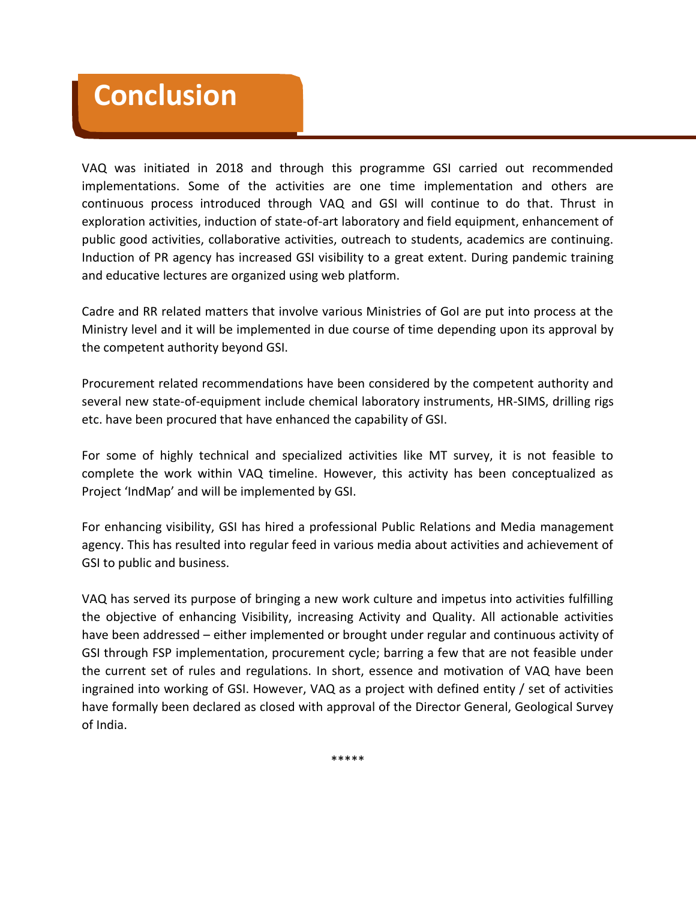# Conclusion

VAQ was initiated in 2018 and through this programme GSI carried out recommended implementations. Some of the activities are one time implementation and others are continuous process introduced through VAQ and GSI will continue to do that. Thrust in exploration activities, induction of state-of-art laboratory and field equipment, enhancement of public good activities, collaborative activities, outreach to students, academics are continuing. Induction of PR agency has increased GSI visibility to a great extent. During pandemic training and educative lectures are organized using web platform.

Cadre and RR related matters that involve various Ministries of GoI are put into process at the Ministry level and it will be implemented in due course of time depending upon its approval by the competent authority beyond GSI.

Procurement related recommendations have been considered by the competent authority and several new state-of-equipment include chemical laboratory instruments, HR-SIMS, drilling rigs etc. have been procured that have enhanced the capability of GSI.

For some of highly technical and specialized activities like MT survey, it is not feasible to complete the work within VAQ timeline. However, this activity has been conceptualized as Project 'IndMap' and will be implemented by GSI.

For enhancing visibility, GSI has hired a professional Public Relations and Media management agency. This has resulted into regular feed in various media about activities and achievement of GSI to public and business.

VAQ has served its purpose of bringing a new work culture and impetus into activities fulfilling the objective of enhancing Visibility, increasing Activity and Quality. All actionable activities have been addressed – either implemented or brought under regular and continuous activity of GSI through FSP implementation, procurement cycle; barring a few that are not feasible under the current set of rules and regulations. In short, essence and motivation of VAQ have been ingrained into working of GSI. However, VAQ as a project with defined entity / set of activities have formally been declared as closed with approval of the Director General, Geological Survey of India.

*****